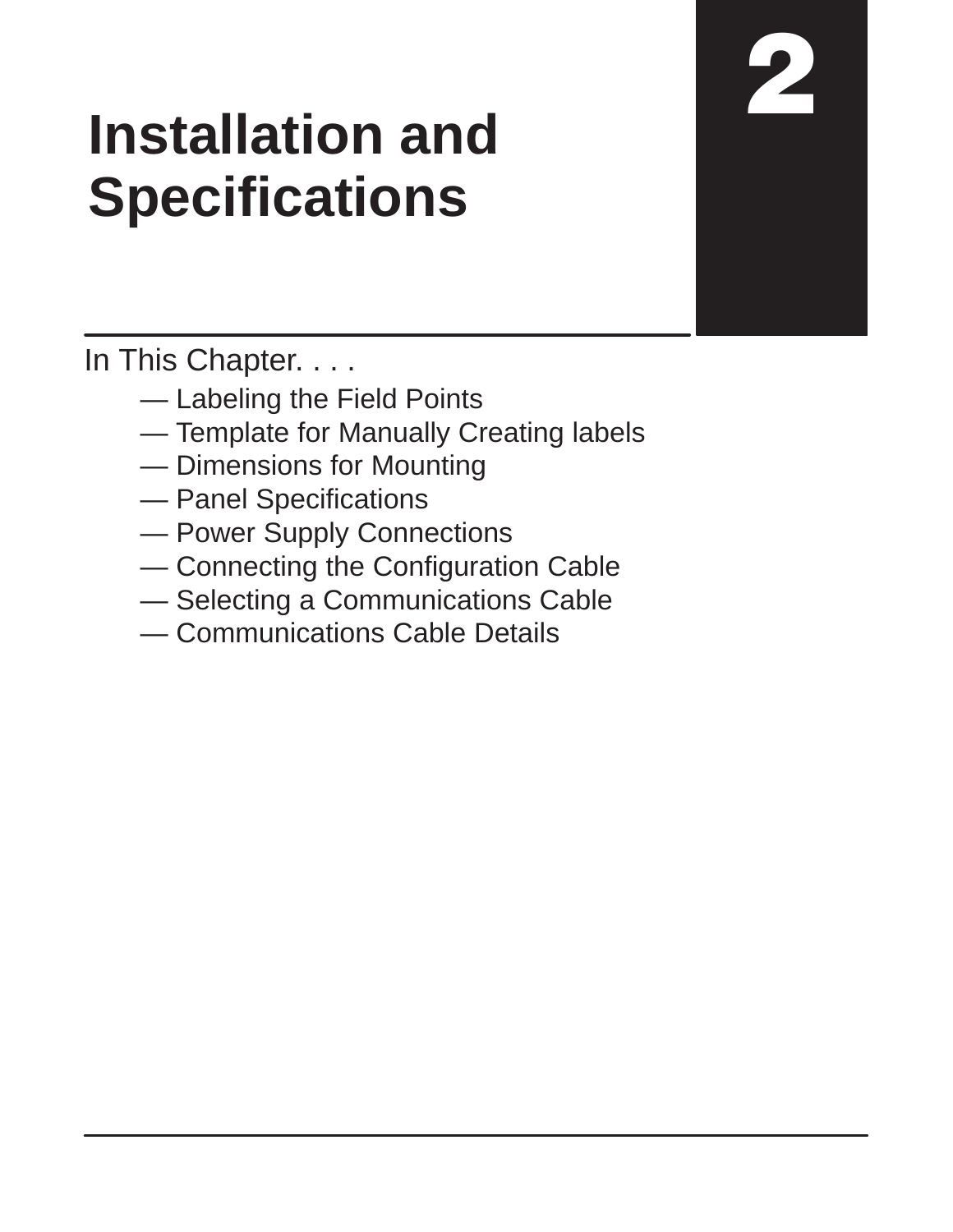# 2

# Installation and Specifications

In This Chapter. . . .

— Labeling the Field Points
— Template for Manually Creating labels
— Dimensions for Mounting
— Panel Specifications
— Power Supply Connections
— Connecting the Configuration Cable
— Selecting a Communications Cable
— Communications Cable Details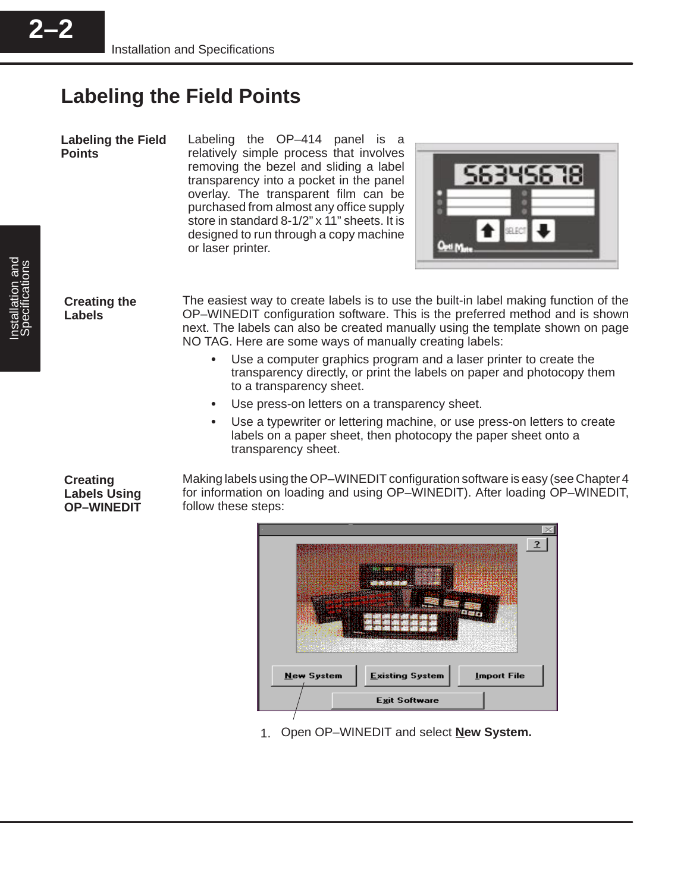# Labeling the Field Points

### Labeling the Field Points

Labeling the OP–414 panel is a relatively simple process that involves removing the bezel and sliding a label transparency into a pocket in the panel overlay. The transparent film can be purchased from almost any office supply store in standard 8-1/2" x 11" sheets. It is designed to run through a copy machine or laser printer.

### Creating the Labels

The easiest way to create labels is to use the built-in label making function of the OP–WINEDIT configuration software. This is the preferred method and is shown next. The labels can also be created manually using the template shown on page NO TAG. Here are some ways of manually creating labels:

- Use a computer graphics program and a laser printer to create the transparency directly, or print the labels on paper and photocopy them to a transparency sheet.
- Use press-on letters on a transparency sheet.
- Use a typewriter or lettering machine, or use press-on letters to create labels on a paper sheet, then photocopy the paper sheet onto a transparency sheet.

### Creating Labels Using OP–WINEDIT

Making labels using the OP–WINEDIT configuration software is easy (see Chapter 4 for information on loading and using OP–WINEDIT). After loading OP–WINEDIT, follow these steps:

1. Open OP–WINEDIT and select **New System.**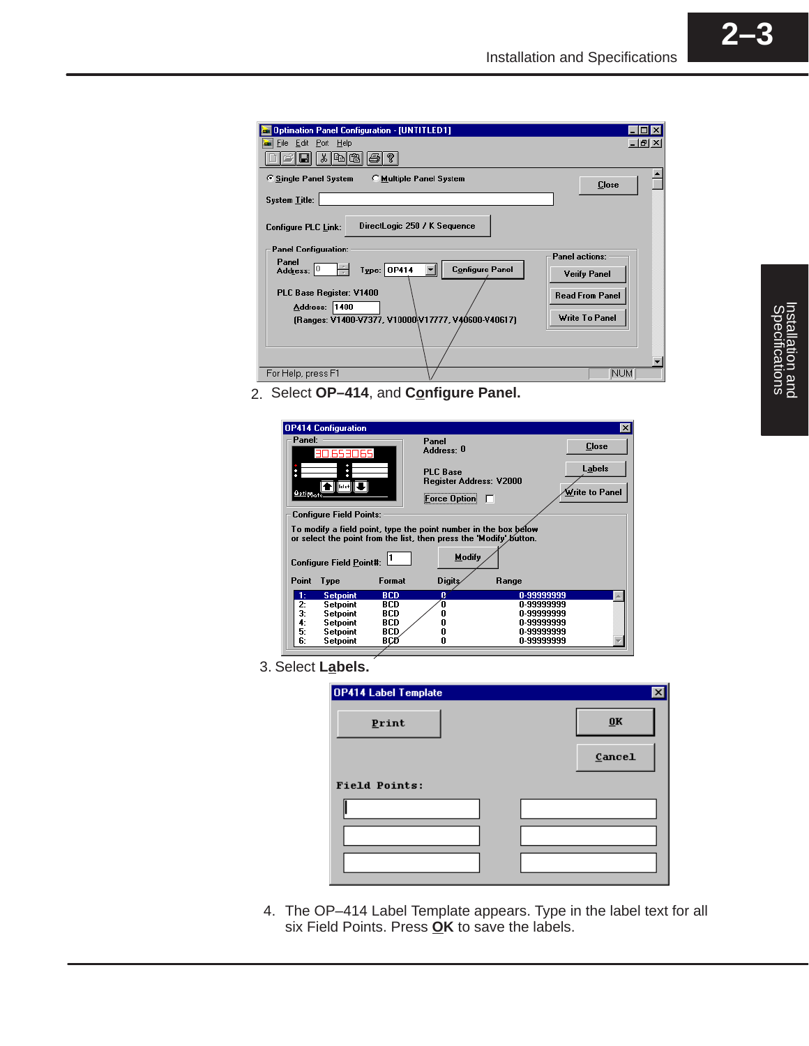2. Select **OP–414**, and **Configure Panel.**

3. Select **Labels.**

4. The OP–414 Label Template appears. Type in the label text for all six Field Points. Press **OK** to save the labels.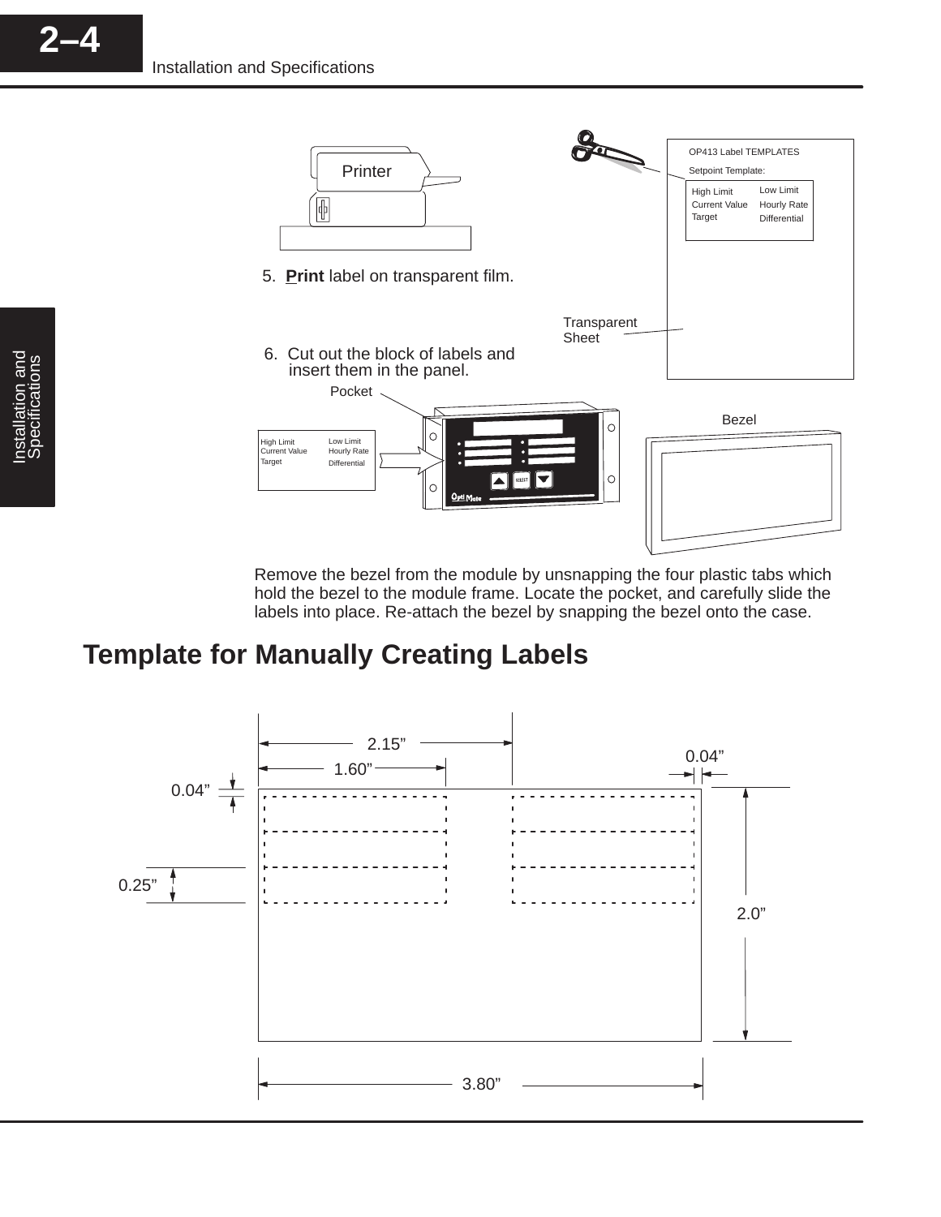5. **Print** label on transparent film.

6. Cut out the block of labels and insert them in the panel.

Remove the bezel from the module by unsnapping the four plastic tabs which hold the bezel to the module frame. Locate the pocket, and carefully slide the labels into place. Re-attach the bezel by snapping the bezel onto the case.

## Template for Manually Creating Labels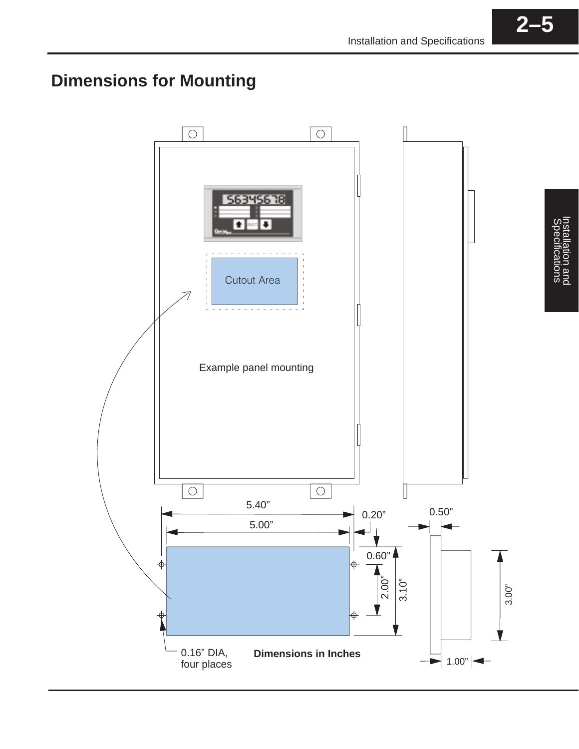## Dimensions for Mounting

Cutout Area

Example panel mounting

5.40”

5.00”

0.20”

0.60”

2.00”

3.10”

0.50”

3.00”

1.00”

0.16” DIA, four places

**Dimensions in Inches**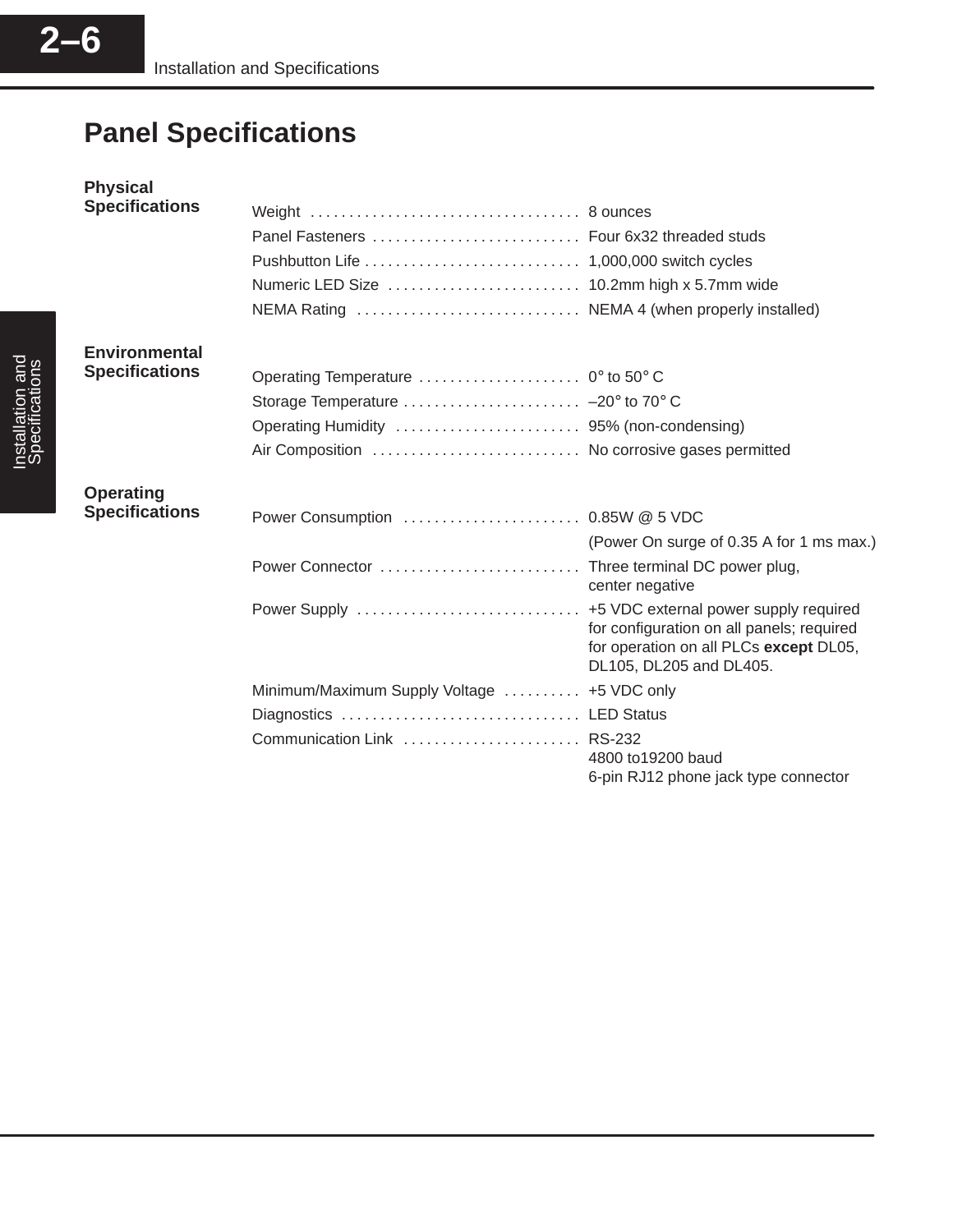# Panel Specifications

## Physical Specifications

| | |
|---|---|
| Weight | 8 ounces |
| Panel Fasteners | Four 6x32 threaded studs |
| Pushbutton Life | 1,000,000 switch cycles |
| Numeric LED Size | 10.2mm high x 5.7mm wide |
| NEMA Rating | NEMA 4 (when properly installed) |

## Environmental Specifications

| | |
|---|---|
| Operating Temperature | 0° to 50° C |
| Storage Temperature | –20° to 70° C |
| Operating Humidity | 95% (non-condensing) |
| Air Composition | No corrosive gases permitted |

## Operating Specifications

| | |
|---|---|
| Power Consumption | 0.85W @ 5 VDC (Power On surge of 0.35 A for 1 ms max.) |
| Power Connector | Three terminal DC power plug, center negative |
| Power Supply | +5 VDC external power supply required for configuration on all panels; required for operation on all PLCs **except** DL05, DL105, DL205 and DL405. |
| Minimum/Maximum Supply Voltage | +5 VDC only |
| Diagnostics | LED Status |
| Communication Link | RS-232<br>4800 to19200 baud<br>6-pin RJ12 phone jack type connector |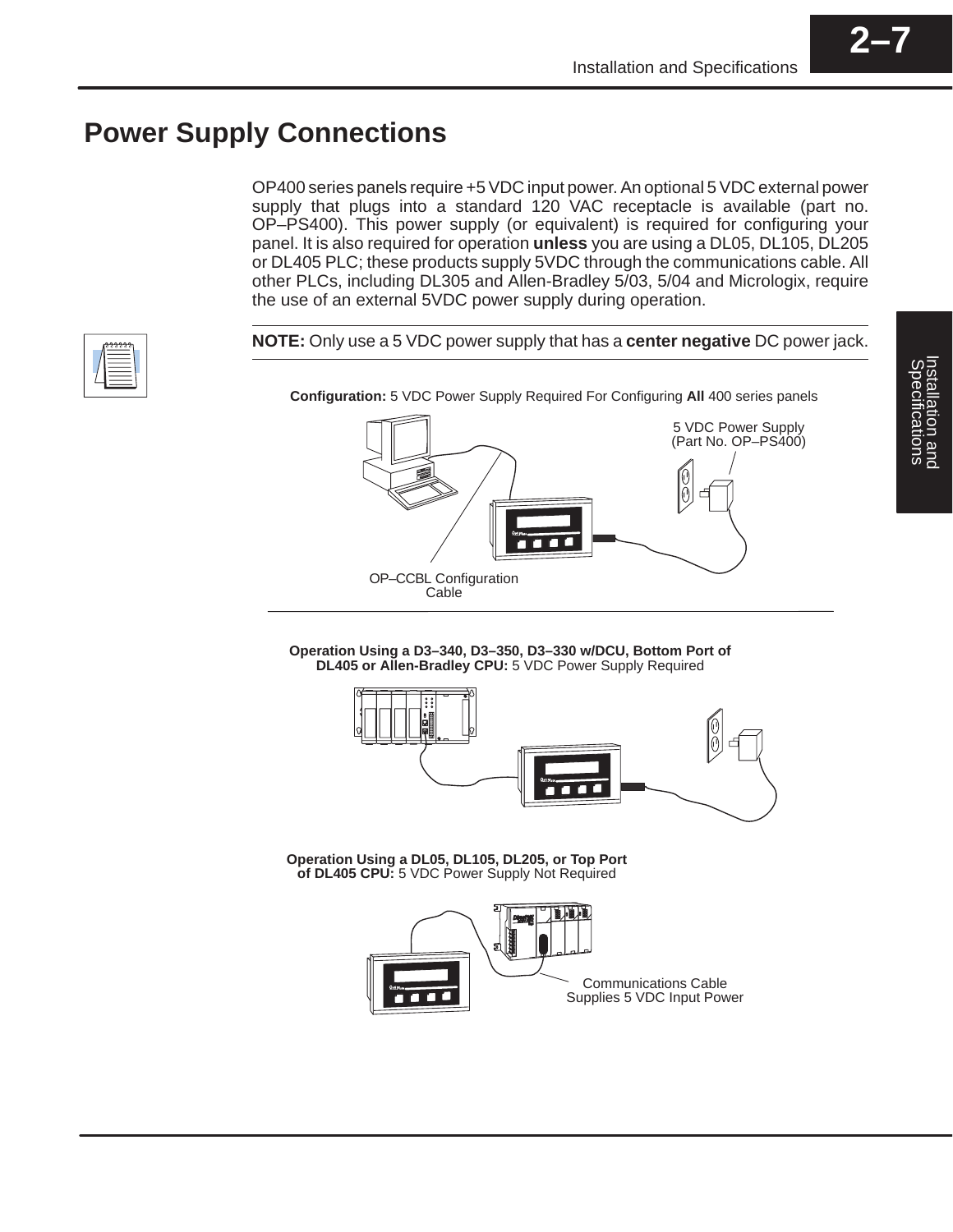# Power Supply Connections

OP400 series panels require +5 VDC input power. An optional 5 VDC external power supply that plugs into a standard 120 VAC receptacle is available (part no. OP–PS400). This power supply (or equivalent) is required for configuring your panel. It is also required for operation **unless** you are using a DL05, DL105, DL205 or DL405 PLC; these products supply 5VDC through the communications cable. All other PLCs, including DL305 and Allen-Bradley 5/03, 5/04 and Micrologix, require the use of an external 5VDC power supply during operation.

**NOTE:** Only use a 5 VDC power supply that has a **center negative** DC power jack.

**Configuration:** 5 VDC Power Supply Required For Configuring **All** 400 series panels

5 VDC Power Supply (Part No. OP–PS400)

OP–CCBL Configuration Cable

**Operation Using a D3–340, D3–350, D3–330 w/DCU, Bottom Port of DL405 or Allen-Bradley CPU:** 5 VDC Power Supply Required

**Operation Using a DL05, DL105, DL205, or Top Port of DL405 CPU:** 5 VDC Power Supply Not Required

Communications Cable Supplies 5 VDC Input Power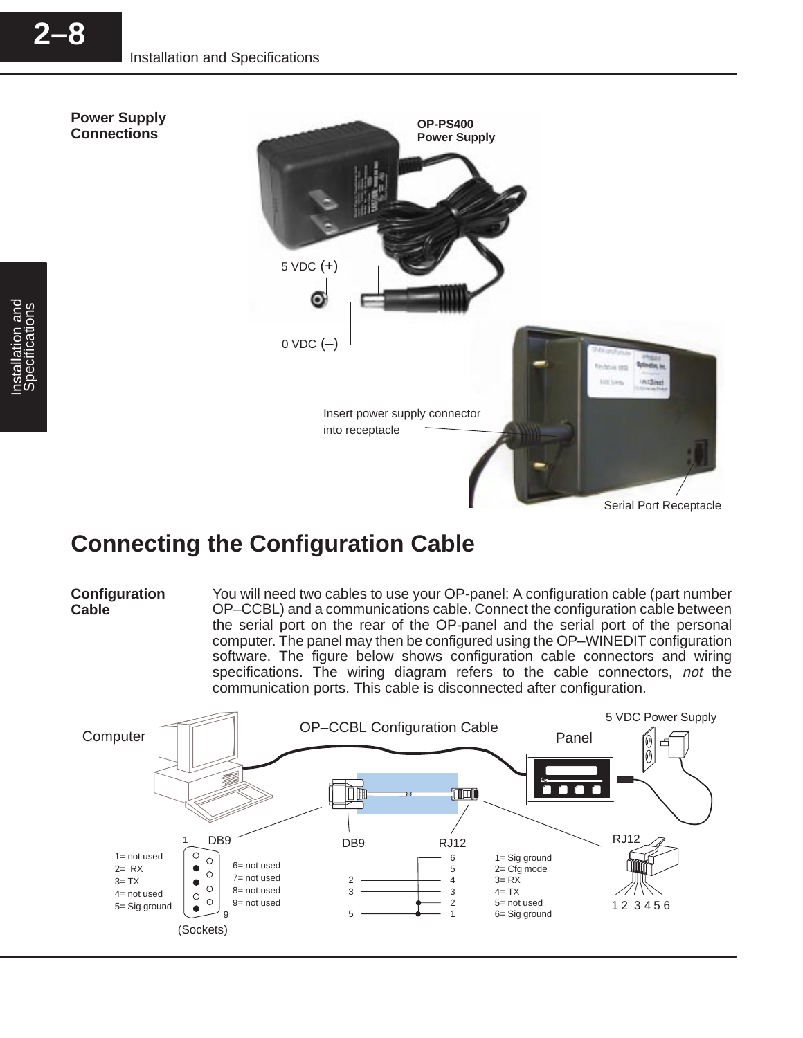**Power Supply Connections**

OP-PS400 Power Supply

5 VDC (+)

0 VDC (–)

Insert power supply connector into receptacle

Serial Port Receptacle

## Connecting the Configuration Cable

**Configuration Cable**

You will need two cables to use your OP-panel: A configuration cable (part number OP–CCBL) and a communications cable. Connect the configuration cable between the serial port on the rear of the OP-panel and the serial port of the personal computer. The panel may then be configured using the OP–WINEDIT configuration software. The figure below shows configuration cable connectors and wiring specifications. The wiring diagram refers to the cable connectors, *not* the communication ports. This cable is disconnected after configuration.

Computer — OP–CCBL Configuration Cable — Panel — 5 VDC Power Supply

DB9 (Sockets)

- 1= not used
- 2= RX
- 3= TX
- 4= not used
- 5= Sig ground
- 6= not used
- 7= not used
- 8= not used
- 9= not used

| DB9 | RJ12 |
|---|---|
| 2 | 4 |
| 3 | 3 |
| 5 | 1, 2 |

RJ12

- 1= Sig ground
- 2= Cfg mode
- 3= RX
- 4= TX
- 5= not used
- 6= Sig ground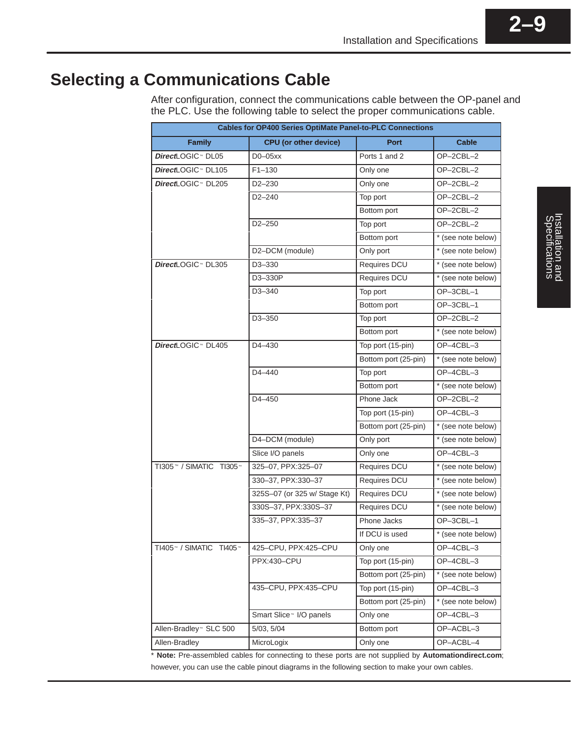## Selecting a Communications Cable

After configuration, connect the communications cable between the OP-panel and the PLC. Use the following table to select the proper communications cable.

| Cables for OP400 Series OptiMate Panel-to-PLC Connections | | | |
|---|---|---|---|
| **Family** | **CPU (or other device)** | **Port** | **Cable** |
| ***Direct***LOGIC™ DL05 | D0–05xx | Ports 1 and 2 | OP–2CBL–2 |
| ***Direct***LOGIC™ DL105 | F1–130 | Only one | OP–2CBL–2 |
| ***Direct***LOGIC™ DL205 | D2–230 | Only one | OP–2CBL–2 |
| | D2–240 | Top port | OP–2CBL–2 |
| | | Bottom port | OP–2CBL–2 |
| | D2–250 | Top port | OP–2CBL–2 |
| | | Bottom port | * (see note below) |
| | D2–DCM (module) | Only port | * (see note below) |
| ***Direct***LOGIC™ DL305 | D3–330 | Requires DCU | * (see note below) |
| | D3–330P | Requires DCU | * (see note below) |
| | D3–340 | Top port | OP–3CBL–1 |
| | | Bottom port | OP–3CBL–1 |
| | D3–350 | Top port | OP–2CBL–2 |
| | | Bottom port | * (see note below) |
| ***Direct***LOGIC™ DL405 | D4–430 | Top port (15-pin) | OP–4CBL–3 |
| | | Bottom port (25-pin) | * (see note below) |
| | D4–440 | Top port | OP–4CBL–3 |
| | | Bottom port | * (see note below) |
| | D4–450 | Phone Jack | OP–2CBL–2 |
| | | Top port (15-pin) | OP–4CBL–3 |
| | | Bottom port (25-pin) | * (see note below) |
| | D4–DCM (module) | Only port | * (see note below) |
| | Slice I/O panels | Only one | OP–4CBL–3 |
| TI305™ / SIMATIC TI305™ | 325–07, PPX:325–07 | Requires DCU | * (see note below) |
| | 330–37, PPX:330–37 | Requires DCU | * (see note below) |
| | 325S–07 (or 325 w/ Stage Kt) | Requires DCU | * (see note below) |
| | 330S–37, PPX:330S–37 | Requires DCU | * (see note below) |
| | 335–37, PPX:335–37 | Phone Jacks | OP–3CBL–1 |
| | | If DCU is used | * (see note below) |
| TI405™ / SIMATIC TI405™ | 425–CPU, PPX:425–CPU | Only one | OP–4CBL–3 |
| | PPX:430–CPU | Top port (15-pin) | OP–4CBL–3 |
| | | Bottom port (25-pin) | * (see note below) |
| | 435–CPU, PPX:435–CPU | Top port (15-pin) | OP–4CBL–3 |
| | | Bottom port (25-pin) | * (see note below) |
| | Smart Slice™ I/O panels | Only one | OP–4CBL–3 |
| Allen-Bradley™ SLC 500 | 5/03, 5/04 | Bottom port | OP–ACBL–3 |
| Allen-Bradley | MicroLogix | Only one | OP–ACBL–4 |

* **Note:** Pre-assembled cables for connecting to these ports are not supplied by **Automationdirect.com**; however, you can use the cable pinout diagrams in the following section to make your own cables.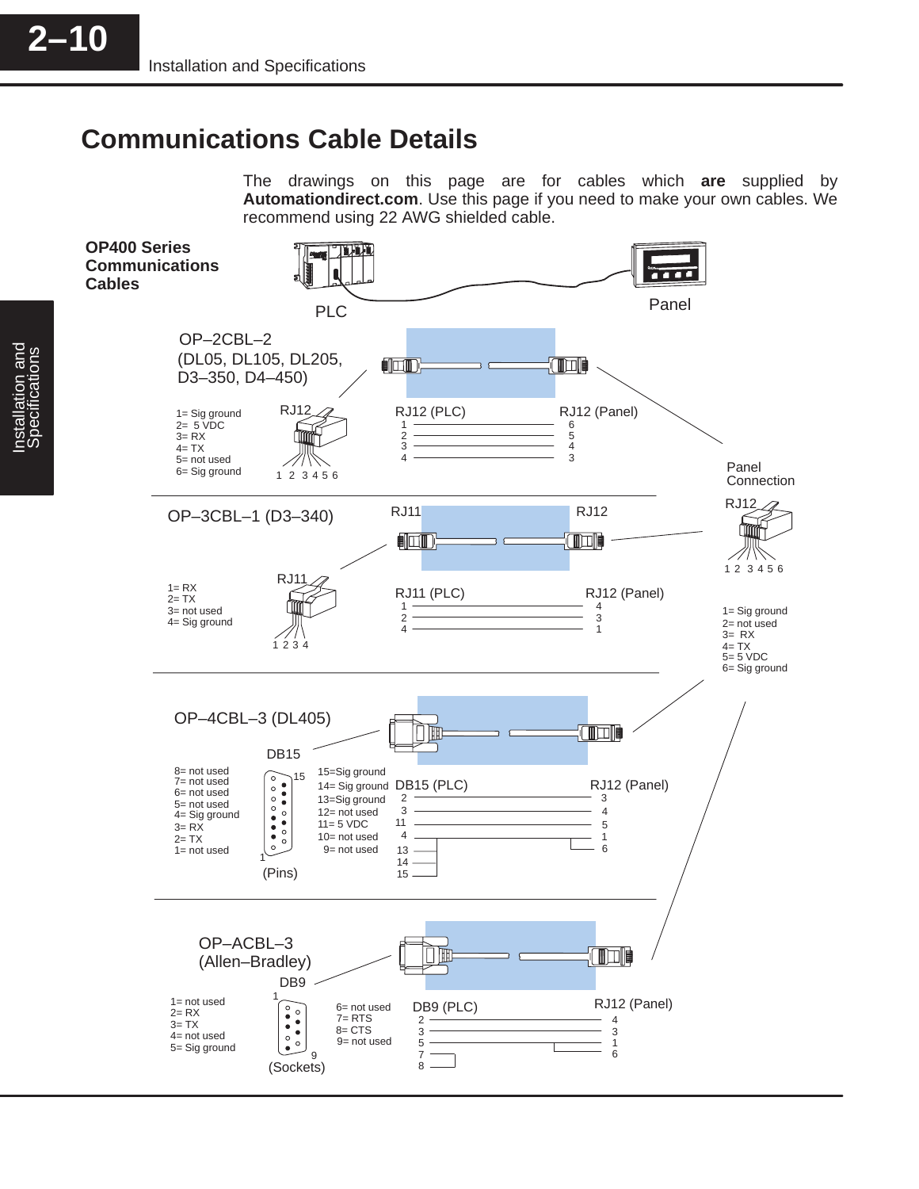## Communications Cable Details

The drawings on this page are for cables which **are** supplied by **Automationdirect.com**. Use this page if you need to make your own cables. We recommend using 22 AWG shielded cable.

**OP400 Series Communications Cables**

PLC — Panel

### OP–2CBL–2 (DL05, DL105, DL205, D3–350, D4–450)

RJ12 pinout:

- 1= Sig ground
- 2= 5 VDC
- 3= RX
- 4= TX
- 5= not used
- 6= Sig ground

| RJ12 (PLC) | RJ12 (Panel) |
|---|---|
| 1 | 6 |
| 2 | 5 |
| 3 | 4 |
| 4 | 3 |

### OP–3CBL–1 (D3–340)

RJ11 pinout:

- 1= RX
- 2= TX
- 3= not used
- 4= Sig ground

| RJ11 (PLC) | RJ12 (Panel) |
|---|---|
| 1 | 4 |
| 2 | 3 |
| 4 | 1 |

**Panel Connection**

RJ12 pinout:

- 1= Sig ground
- 2= not used
- 3= RX
- 4= TX
- 5= 5 VDC
- 6= Sig ground

### OP–4CBL–3 (DL405)

DB15 (Pins) pinout:

- 1= not used
- 2= TX
- 3= RX
- 4= Sig ground
- 5= not used
- 6= not used
- 7= not used
- 8= not used
- 9= not used
- 10= not used
- 11= 5 VDC
- 12= not used
- 13=Sig ground
- 14= Sig ground
- 15=Sig ground

| DB15 (PLC) | RJ12 (Panel) |
|---|---|
| 2 | 3 |
| 3 | 4 |
| 11 | 5 |
| 4 | 1 |
| 13, 14, 15 (jumpered) | 6 |

### OP–ACBL–3 (Allen–Bradley)

DB9 (Sockets) pinout:

- 1= not used
- 2= RX
- 3= TX
- 4= not used
- 5= Sig ground
- 6= not used
- 7= RTS
- 8= CTS
- 9= not used

| DB9 (PLC) | RJ12 (Panel) |
|---|---|
| 2 | 4 |
| 3 | 3 |
| 5 | 1 |
|  | 6 |
| 7, 8 (jumpered) | |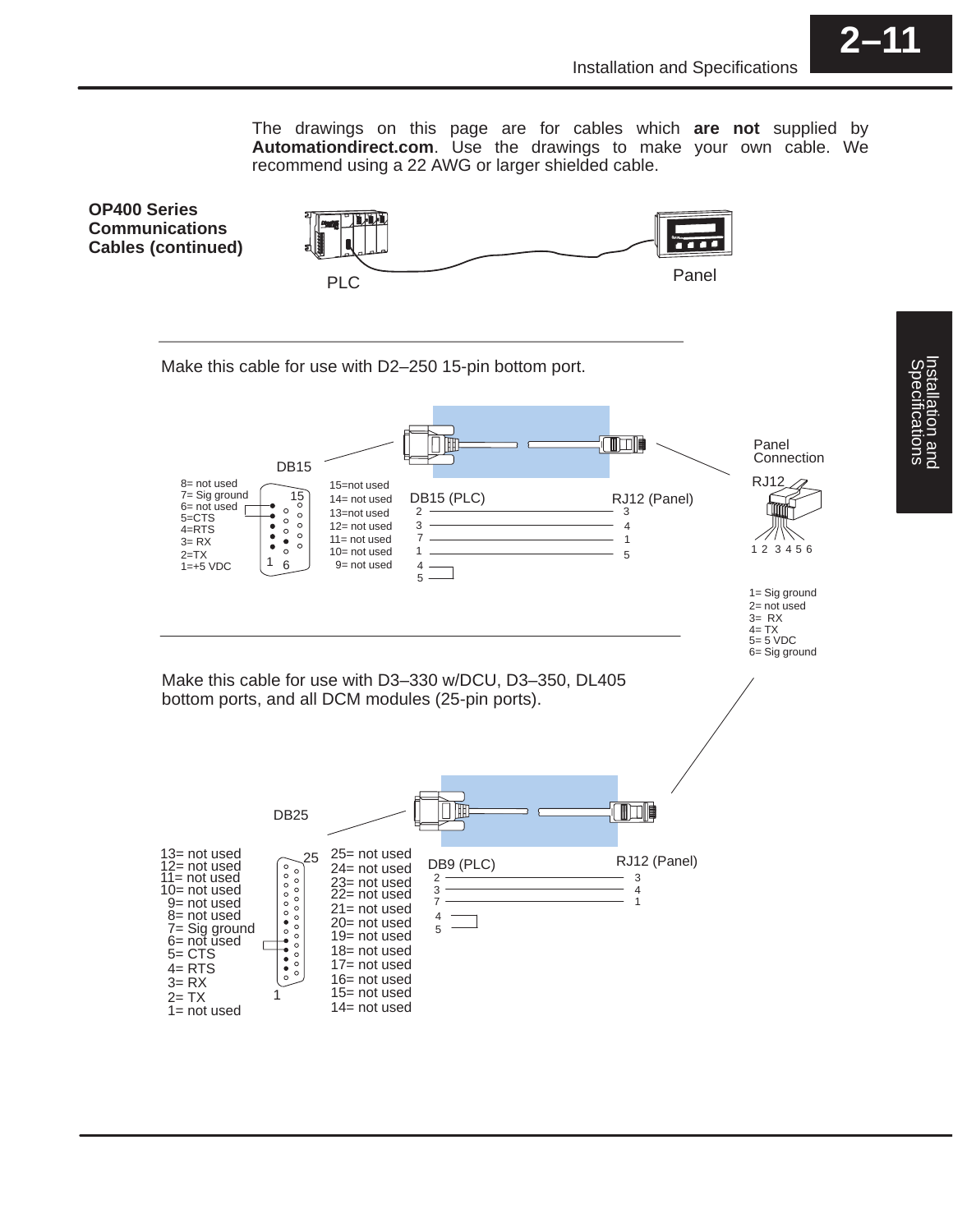The drawings on this page are for cables which **are not** supplied by **Automationdirect.com**. Use the drawings to make your own cable. We recommend using a 22 AWG or larger shielded cable.

## OP400 Series Communications Cables (continued)

PLC

Panel

Make this cable for use with D2–250 15-pin bottom port.

DB15

8= not used
7= Sig ground
6= not used
5=CTS
4=RTS
3= RX
2=TX
1=+5 VDC

15=not used
14= not used
13=not used
12= not used
11= not used
10= not used
9= not used

| DB15 (PLC) | RJ12 (Panel) |
|---|---|
| 2 | 3 |
| 3 | 4 |
| 7 | 1 |
| 1 | 5 |
| 4 – 5 (jumpered) | |

Panel Connection

RJ12

1 2 3 4 5 6

1= Sig ground
2= not used
3= RX
4= TX
5= 5 VDC
6= Sig ground

Make this cable for use with D3–330 w/DCU, D3–350, DL405 bottom ports, and all DCM modules (25-pin ports).

DB25

13= not used
12= not used
11= not used
10= not used
9= not used
8= not used
7= Sig ground
6= not used
5= CTS
4= RTS
3= RX
2= TX
1= not used

25= not used
24= not used
23= not used
22= not used
21= not used
20= not used
19= not used
18= not used
17= not used
16= not used
15= not used
14= not used

| DB9 (PLC) | RJ12 (Panel) |
|---|---|
| 2 | 3 |
| 3 | 4 |
| 7 | 1 |
| 4 – 5 (jumpered) | |